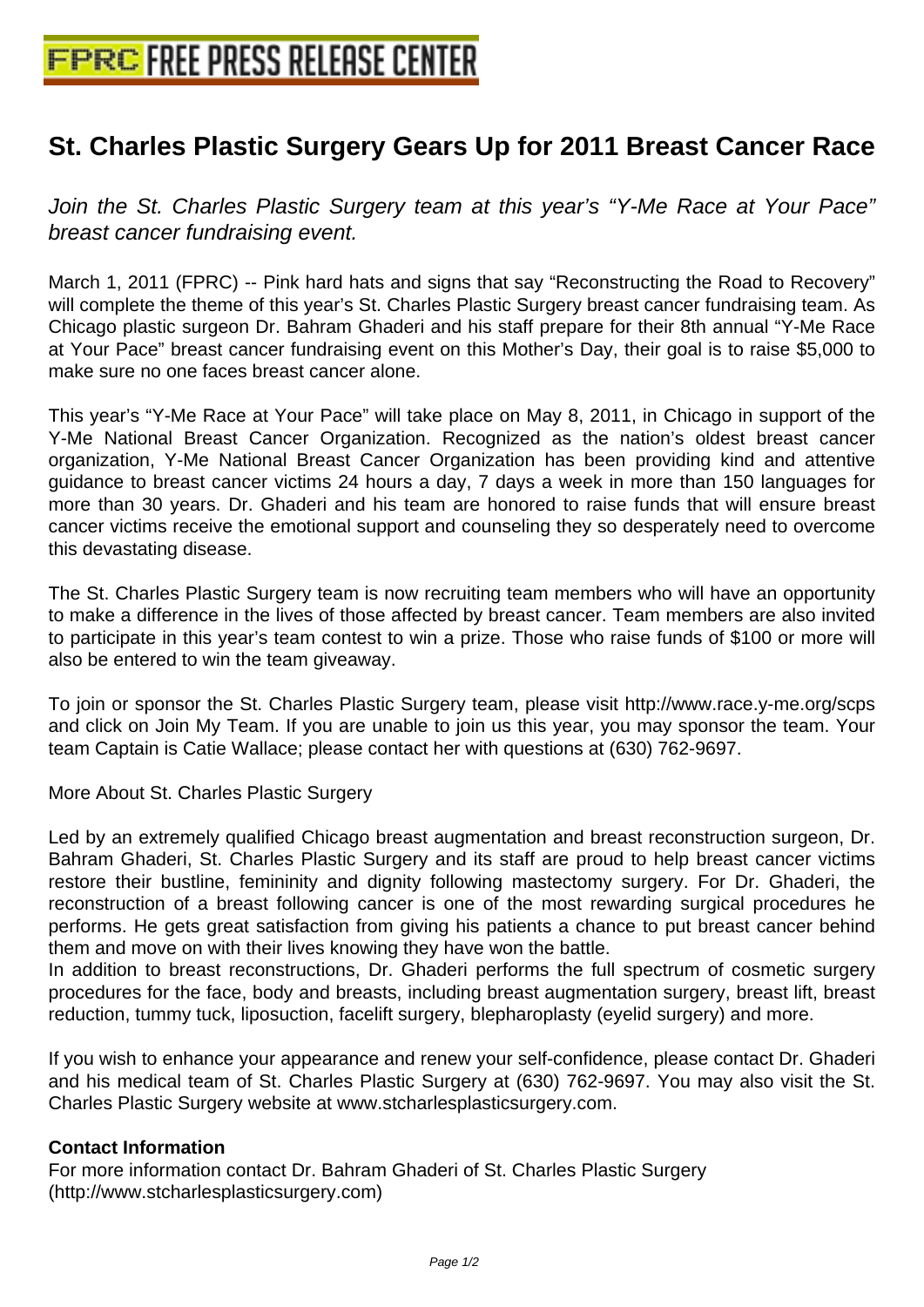# St. Charles Plastic Surgery Gears Up for 2011 Breast Cancer Race

*Join the St. Charles Plastic Surgery team at this year's "Y-Me Race at Your Pace" breast cancer fundraising event.*

March 1, 2011 (FPRC) -- Pink hard hats and signs that say "Reconstructing the Road to Recovery" will complete the theme of this year's St. Charles Plastic Surgery breast cancer fundraising team. As Chicago plastic surgeon Dr. Bahram Ghaderi and his staff prepare for their 8th annual "Y-Me Race at Your Pace" breast cancer fundraising event on this Mother's Day, their goal is to raise $5,000 to make sure no one faces breast cancer alone.

This year's "Y-Me Race at Your Pace" will take place on May 8, 2011, in Chicago in support of the Y-Me National Breast Cancer Organization. Recognized as the nation's oldest breast cancer organization, Y-Me National Breast Cancer Organization has been providing kind and attentive guidance to breast cancer victims 24 hours a day, 7 days a week in more than 150 languages for more than 30 years. Dr. Ghaderi and his team are honored to raise funds that will ensure breast cancer victims receive the emotional support and counseling they so desperately need to overcome this devastating disease.

The St. Charles Plastic Surgery team is now recruiting team members who will have an opportunity to make a difference in the lives of those affected by breast cancer. Team members are also invited to participate in this year's team contest to win a prize. Those who raise funds of $100 or more will also be entered to win the team giveaway.

To join or sponsor the St. Charles Plastic Surgery team, please visit http://www.race.y-me.org/scps and click on Join My Team. If you are unable to join us this year, you may sponsor the team. Your team Captain is Catie Wallace; please contact her with questions at (630) 762-9697.

More About St. Charles Plastic Surgery

Led by an extremely qualified Chicago breast augmentation and breast reconstruction surgeon, Dr. Bahram Ghaderi, St. Charles Plastic Surgery and its staff are proud to help breast cancer victims restore their bustline, femininity and dignity following mastectomy surgery. For Dr. Ghaderi, the reconstruction of a breast following cancer is one of the most rewarding surgical procedures he performs. He gets great satisfaction from giving his patients a chance to put breast cancer behind them and move on with their lives knowing they have won the battle.
In addition to breast reconstructions, Dr. Ghaderi performs the full spectrum of cosmetic surgery procedures for the face, body and breasts, including breast augmentation surgery, breast lift, breast reduction, tummy tuck, liposuction, facelift surgery, blepharoplasty (eyelid surgery) and more.

If you wish to enhance your appearance and renew your self-confidence, please contact Dr. Ghaderi and his medical team of St. Charles Plastic Surgery at (630) 762-9697. You may also visit the St. Charles Plastic Surgery website at www.stcharlesplasticsurgery.com.

**Contact Information**
For more information contact Dr. Bahram Ghaderi of St. Charles Plastic Surgery (http://www.stcharlesplasticsurgery.com)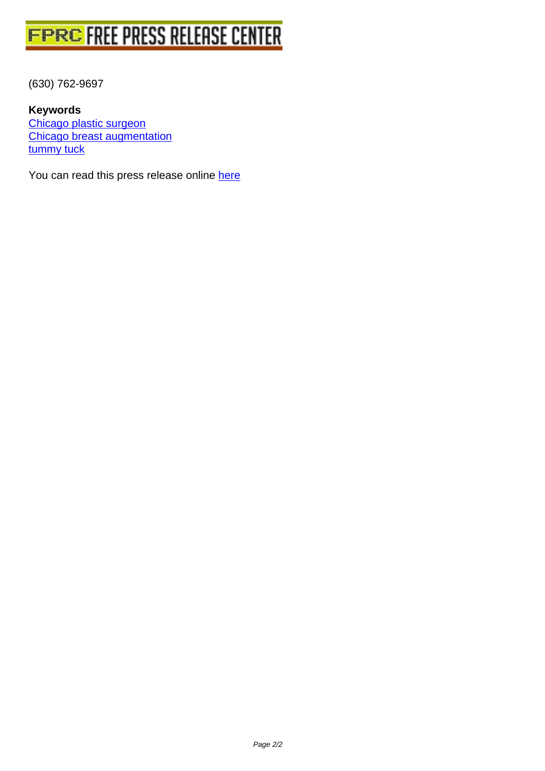(630) 762-9697

**Keywords**
Chicago plastic surgeon
Chicago breast augmentation
tummy tuck

You can read this press release online here